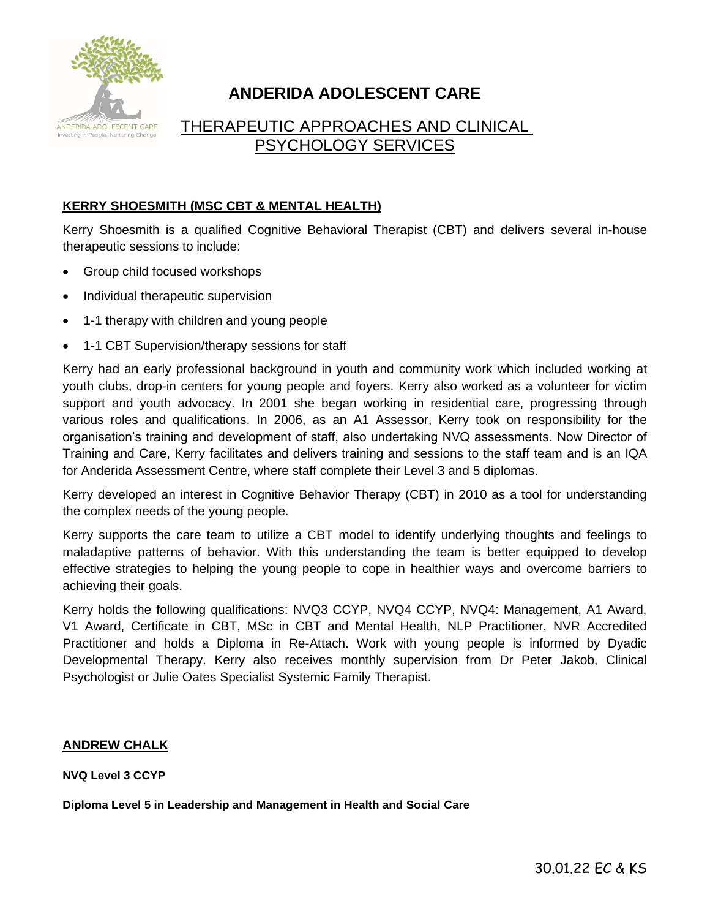# ANDERIDA ADOLESCENT CARE

## THERAPEUTIC APPROACHES AND CLINICAL PSYCHOLOGY SERVICES

### KERRY SHOESMITH (MSC CBT & MENTAL HEALTH)

Kerry Shoesmith is a qualified Cognitive Behavioral Therapist (CBT) and delivers several in-house therapeutic sessions to include:

- Group child focused workshops
- Individual therapeutic supervision
- 1-1 therapy with children and young people
- 1-1 CBT Supervision/therapy sessions for staff

Kerry had an early professional background in youth and community work which included working at youth clubs, drop-in centers for young people and foyers. Kerry also worked as a volunteer for victim support and youth advocacy. In 2001 she began working in residential care, progressing through various roles and qualifications. In 2006, as an A1 Assessor, Kerry took on responsibility for the organisation's training and development of staff, also undertaking NVQ assessments. Now Director of Training and Care, Kerry facilitates and delivers training and sessions to the staff team and is an IQA for Anderida Assessment Centre, where staff complete their Level 3 and 5 diplomas.

Kerry developed an interest in Cognitive Behavior Therapy (CBT) in 2010 as a tool for understanding the complex needs of the young people.

Kerry supports the care team to utilize a CBT model to identify underlying thoughts and feelings to maladaptive patterns of behavior. With this understanding the team is better equipped to develop effective strategies to helping the young people to cope in healthier ways and overcome barriers to achieving their goals.

Kerry holds the following qualifications: NVQ3 CCYP, NVQ4 CCYP, NVQ4: Management, A1 Award, V1 Award, Certificate in CBT, MSc in CBT and Mental Health, NLP Practitioner, NVR Accredited Practitioner and holds a Diploma in Re-Attach. Work with young people is informed by Dyadic Developmental Therapy. Kerry also receives monthly supervision from Dr Peter Jakob, Clinical Psychologist or Julie Oates Specialist Systemic Family Therapist.

### ANDREW CHALK

**NVQ Level 3 CCYP**

**Diploma Level 5 in Leadership and Management in Health and Social Care**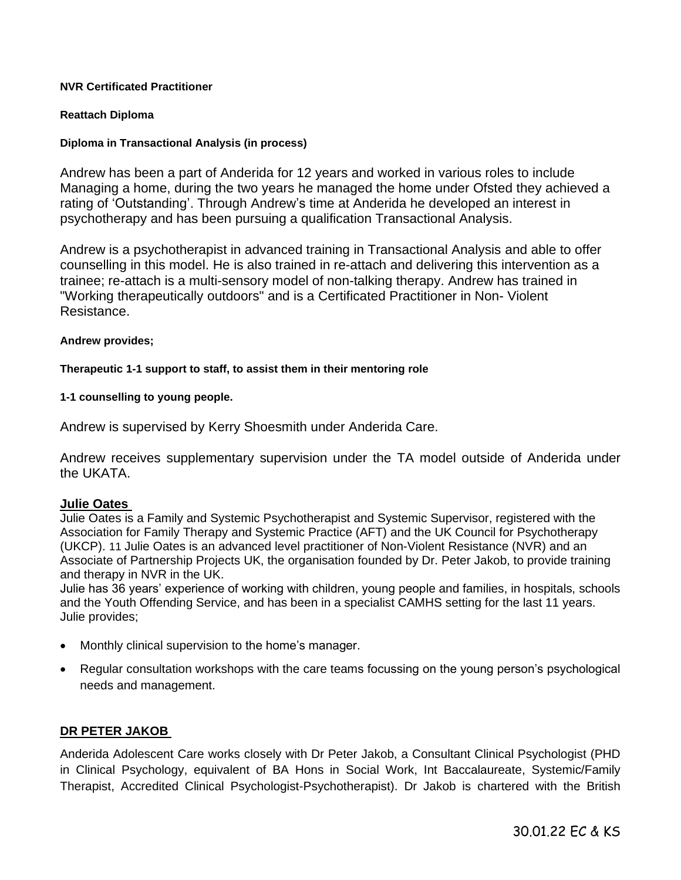**NVR Certificated Practitioner**

**Reattach Diploma**

**Diploma in Transactional Analysis (in process)**

Andrew has been a part of Anderida for 12 years and worked in various roles to include Managing a home, during the two years he managed the home under Ofsted they achieved a rating of 'Outstanding'. Through Andrew's time at Anderida he developed an interest in psychotherapy and has been pursuing a qualification Transactional Analysis.

Andrew is a psychotherapist in advanced training in Transactional Analysis and able to offer counselling in this model. He is also trained in re-attach and delivering this intervention as a trainee; re-attach is a multi-sensory model of non-talking therapy. Andrew has trained in "Working therapeutically outdoors" and is a Certificated Practitioner in Non- Violent Resistance.

**Andrew provides;**

**Therapeutic 1-1 support to staff, to assist them in their mentoring role**

**1-1 counselling to young people.**

Andrew is supervised by Kerry Shoesmith under Anderida Care.

Andrew receives supplementary supervision under the TA model outside of Anderida under the UKATA.

## Julie Oates

Julie Oates is a Family and Systemic Psychotherapist and Systemic Supervisor, registered with the Association for Family Therapy and Systemic Practice (AFT) and the UK Council for Psychotherapy (UKCP). 11 Julie Oates is an advanced level practitioner of Non-Violent Resistance (NVR) and an Associate of Partnership Projects UK, the organisation founded by Dr. Peter Jakob, to provide training and therapy in NVR in the UK.
Julie has 36 years' experience of working with children, young people and families, in hospitals, schools and the Youth Offending Service, and has been in a specialist CAMHS setting for the last 11 years.
Julie provides;

- Monthly clinical supervision to the home's manager.
- Regular consultation workshops with the care teams focussing on the young person's psychological needs and management.

## DR PETER JAKOB

Anderida Adolescent Care works closely with Dr Peter Jakob, a Consultant Clinical Psychologist (PHD in Clinical Psychology, equivalent of BA Hons in Social Work, Int Baccalaureate, Systemic/Family Therapist, Accredited Clinical Psychologist-Psychotherapist). Dr Jakob is chartered with the British

30.01.22 EC & KS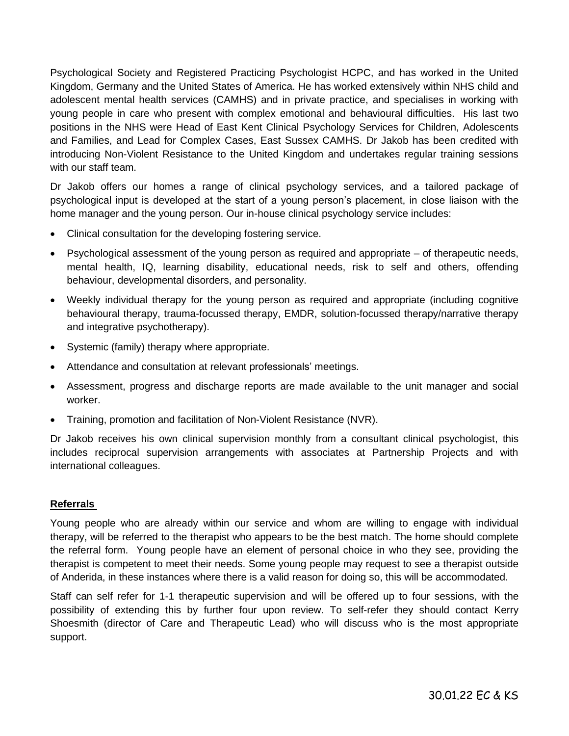Psychological Society and Registered Practicing Psychologist HCPC, and has worked in the United Kingdom, Germany and the United States of America. He has worked extensively within NHS child and adolescent mental health services (CAMHS) and in private practice, and specialises in working with young people in care who present with complex emotional and behavioural difficulties. His last two positions in the NHS were Head of East Kent Clinical Psychology Services for Children, Adolescents and Families, and Lead for Complex Cases, East Sussex CAMHS. Dr Jakob has been credited with introducing Non-Violent Resistance to the United Kingdom and undertakes regular training sessions with our staff team.

Dr Jakob offers our homes a range of clinical psychology services, and a tailored package of psychological input is developed at the start of a young person's placement, in close liaison with the home manager and the young person. Our in-house clinical psychology service includes:

- Clinical consultation for the developing fostering service.
- Psychological assessment of the young person as required and appropriate – of therapeutic needs, mental health, IQ, learning disability, educational needs, risk to self and others, offending behaviour, developmental disorders, and personality.
- Weekly individual therapy for the young person as required and appropriate (including cognitive behavioural therapy, trauma-focussed therapy, EMDR, solution-focussed therapy/narrative therapy and integrative psychotherapy).
- Systemic (family) therapy where appropriate.
- Attendance and consultation at relevant professionals' meetings.
- Assessment, progress and discharge reports are made available to the unit manager and social worker.
- Training, promotion and facilitation of Non-Violent Resistance (NVR).

Dr Jakob receives his own clinical supervision monthly from a consultant clinical psychologist, this includes reciprocal supervision arrangements with associates at Partnership Projects and with international colleagues.

## Referrals

Young people who are already within our service and whom are willing to engage with individual therapy, will be referred to the therapist who appears to be the best match. The home should complete the referral form. Young people have an element of personal choice in who they see, providing the therapist is competent to meet their needs. Some young people may request to see a therapist outside of Anderida, in these instances where there is a valid reason for doing so, this will be accommodated.

Staff can self refer for 1-1 therapeutic supervision and will be offered up to four sessions, with the possibility of extending this by further four upon review. To self-refer they should contact Kerry Shoesmith (director of Care and Therapeutic Lead) who will discuss who is the most appropriate support.

30.01.22 EC & KS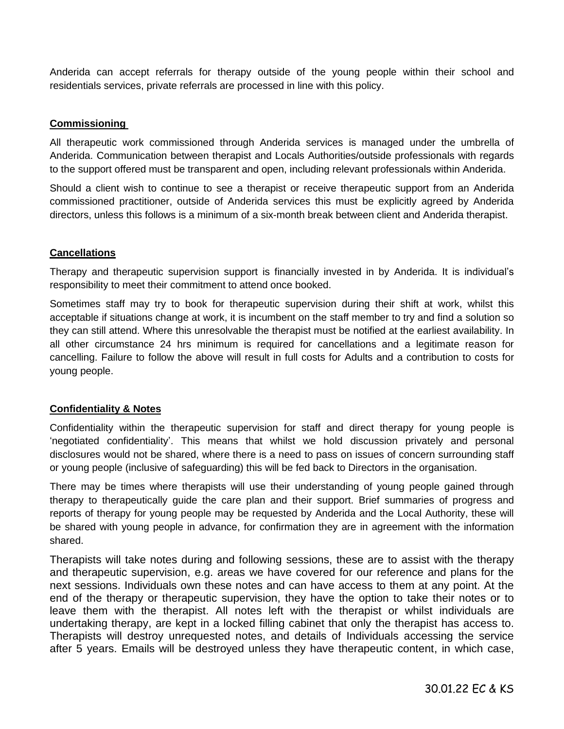Anderida can accept referrals for therapy outside of the young people within their school and residentials services, private referrals are processed in line with this policy.

**Commissioning**

All therapeutic work commissioned through Anderida services is managed under the umbrella of Anderida. Communication between therapist and Locals Authorities/outside professionals with regards to the support offered must be transparent and open, including relevant professionals within Anderida.

Should a client wish to continue to see a therapist or receive therapeutic support from an Anderida commissioned practitioner, outside of Anderida services this must be explicitly agreed by Anderida directors, unless this follows is a minimum of a six-month break between client and Anderida therapist.

**Cancellations**

Therapy and therapeutic supervision support is financially invested in by Anderida. It is individual's responsibility to meet their commitment to attend once booked.

Sometimes staff may try to book for therapeutic supervision during their shift at work, whilst this acceptable if situations change at work, it is incumbent on the staff member to try and find a solution so they can still attend. Where this unresolvable the therapist must be notified at the earliest availability. In all other circumstance 24 hrs minimum is required for cancellations and a legitimate reason for cancelling. Failure to follow the above will result in full costs for Adults and a contribution to costs for young people.

**Confidentiality & Notes**

Confidentiality within the therapeutic supervision for staff and direct therapy for young people is 'negotiated confidentiality'. This means that whilst we hold discussion privately and personal disclosures would not be shared, where there is a need to pass on issues of concern surrounding staff or young people (inclusive of safeguarding) this will be fed back to Directors in the organisation.

There may be times where therapists will use their understanding of young people gained through therapy to therapeutically guide the care plan and their support. Brief summaries of progress and reports of therapy for young people may be requested by Anderida and the Local Authority, these will be shared with young people in advance, for confirmation they are in agreement with the information shared.

Therapists will take notes during and following sessions, these are to assist with the therapy and therapeutic supervision, e.g. areas we have covered for our reference and plans for the next sessions. Individuals own these notes and can have access to them at any point. At the end of the therapy or therapeutic supervision, they have the option to take their notes or to leave them with the therapist. All notes left with the therapist or whilst individuals are undertaking therapy, are kept in a locked filling cabinet that only the therapist has access to. Therapists will destroy unrequested notes, and details of Individuals accessing the service after 5 years. Emails will be destroyed unless they have therapeutic content, in which case,

30.01.22 EC & KS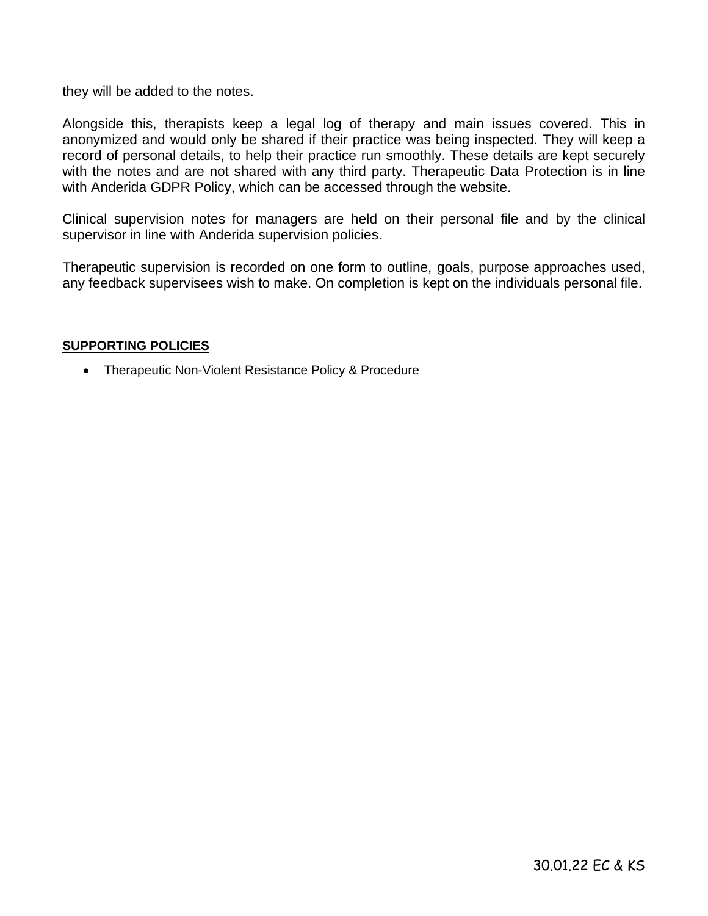they will be added to the notes.

Alongside this, therapists keep a legal log of therapy and main issues covered. This in anonymized and would only be shared if their practice was being inspected. They will keep a record of personal details, to help their practice run smoothly. These details are kept securely with the notes and are not shared with any third party. Therapeutic Data Protection is in line with Anderida GDPR Policy, which can be accessed through the website.

Clinical supervision notes for managers are held on their personal file and by the clinical supervisor in line with Anderida supervision policies.

Therapeutic supervision is recorded on one form to outline, goals, purpose approaches used, any feedback supervisees wish to make. On completion is kept on the individuals personal file.

**SUPPORTING POLICIES**

- Therapeutic Non-Violent Resistance Policy & Procedure

30.01.22 EC & KS